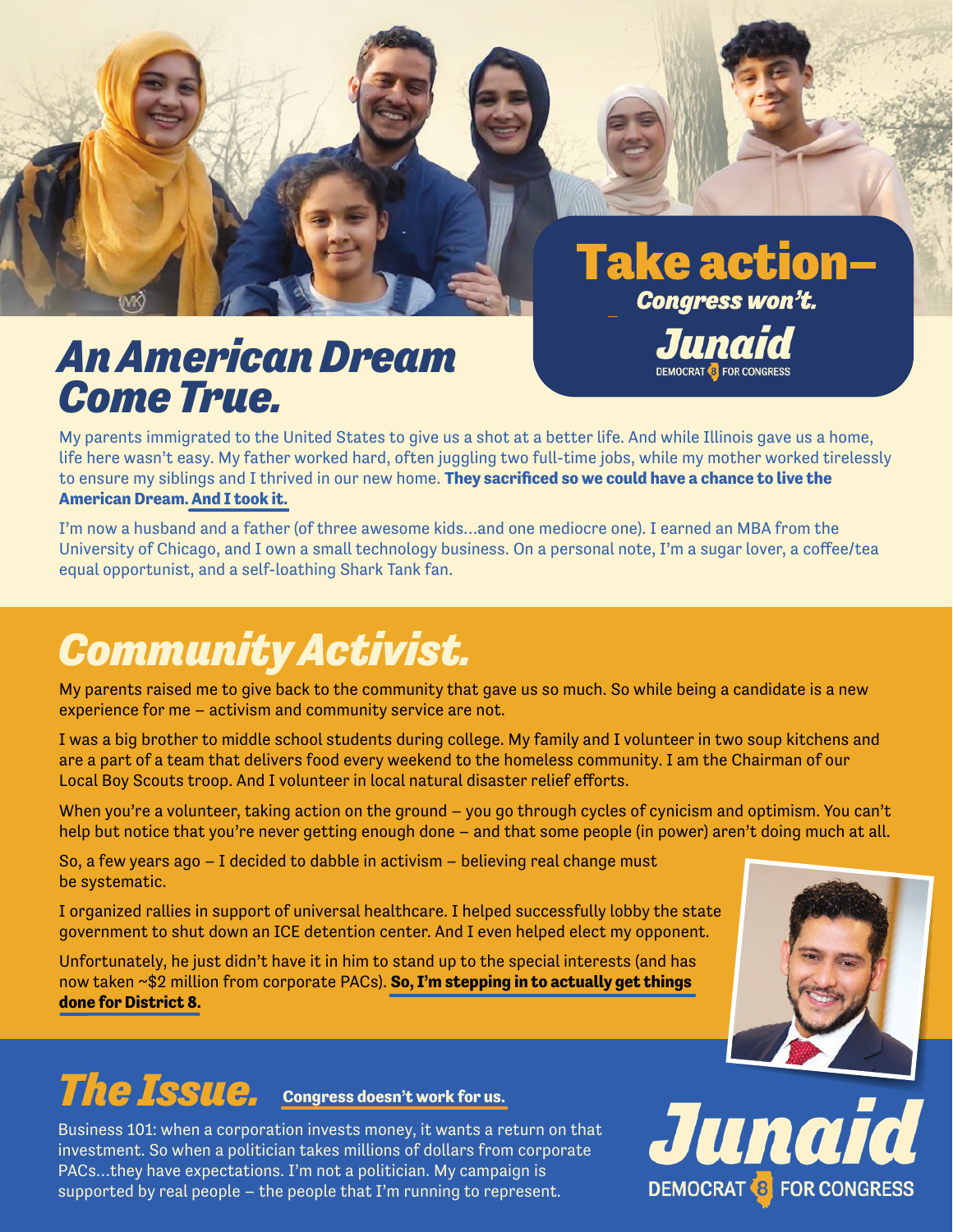## Take action– *Congress won't.*

**Junaid**
DEMOCRAT 8 FOR CONGRESS

# *An American Dream Come True.*

My parents immigrated to the United States to give us a shot at a better life. And while Illinois gave us a home, life here wasn't easy. My father worked hard, often juggling two full-time jobs, while my mother worked tirelessly to ensure my siblings and I thrived in our new home. **They sacrificed so we could have a chance to live the American Dream. And I took it.**

I'm now a husband and a father (of three awesome kids…and one mediocre one). I earned an MBA from the University of Chicago, and I own a small technology business. On a personal note, I'm a sugar lover, a coffee/tea equal opportunist, and a self-loathing Shark Tank fan.

# *Community Activist.*

My parents raised me to give back to the community that gave us so much. So while being a candidate is a new experience for me – activism and community service are not.

I was a big brother to middle school students during college. My family and I volunteer in two soup kitchens and are a part of a team that delivers food every weekend to the homeless community. I am the Chairman of our Local Boy Scouts troop. And I volunteer in local natural disaster relief efforts.

When you're a volunteer, taking action on the ground – you go through cycles of cynicism and optimism. You can't help but notice that you're never getting enough done – and that some people (in power) aren't doing much at all.

So, a few years ago – I decided to dabble in activism – believing real change must be systematic.

I organized rallies in support of universal healthcare. I helped successfully lobby the state government to shut down an ICE detention center. And I even helped elect my opponent.

Unfortunately, he just didn't have it in him to stand up to the special interests (and has now taken ~$2 million from corporate PACs). **So, I'm stepping in to actually get things done for District 8.**

# *The Issue.* **Congress doesn't work for us.**

Business 101: when a corporation invests money, it wants a return on that investment. So when a politician takes millions of dollars from corporate PACs…they have expectations. I'm not a politician. My campaign is supported by real people – the people that I'm running to represent.

**Junaid**
DEMOCRAT 8 FOR CONGRESS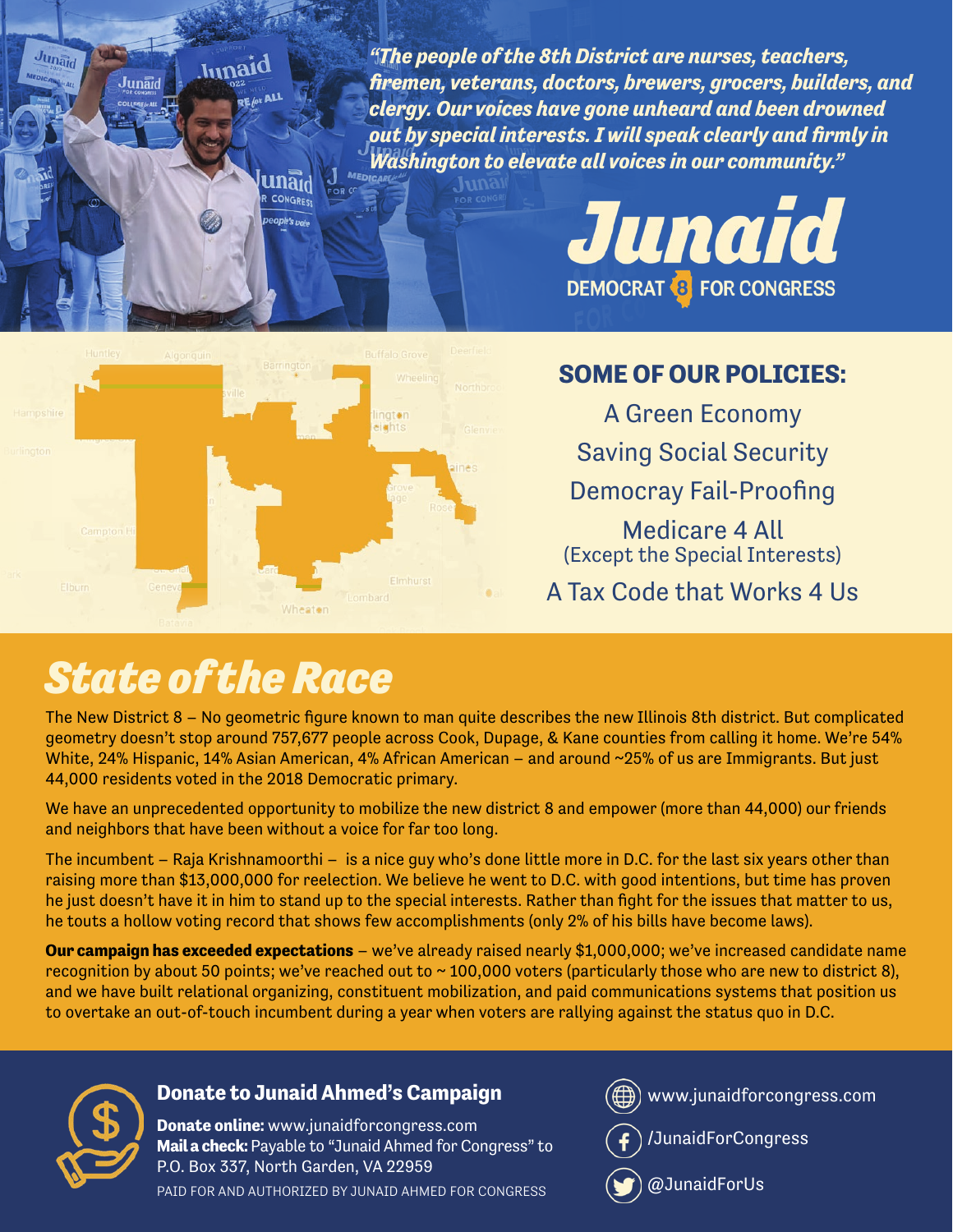*"The people of the 8th District are nurses, teachers, firemen, veterans, doctors, brewers, grocers, builders, and clergy. Our voices have gone unheard and been drowned out by special interests. I will speak clearly and firmly in Washington to elevate all voices in our community."*

# Junaid

DEMOCRAT 8 FOR CONGRESS

## SOME OF OUR POLICIES:

A Green Economy

Saving Social Security

Democray Fail-Proofing

Medicare 4 All
(Except the Special Interests)

A Tax Code that Works 4 Us

## State of the Race

The New District 8 – No geometric figure known to man quite describes the new Illinois 8th district. But complicated geometry doesn't stop around 757,677 people across Cook, Dupage, & Kane counties from calling it home. We're 54% White, 24% Hispanic, 14% Asian American, 4% African American – and around ~25% of us are Immigrants. But just 44,000 residents voted in the 2018 Democratic primary.

We have an unprecedented opportunity to mobilize the new district 8 and empower (more than 44,000) our friends and neighbors that have been without a voice for far too long.

The incumbent – Raja Krishnamoorthi – is a nice guy who's done little more in D.C. for the last six years other than raising more than $13,000,000 for reelection. We believe he went to D.C. with good intentions, but time has proven he just doesn't have it in him to stand up to the special interests. Rather than fight for the issues that matter to us, he touts a hollow voting record that shows few accomplishments (only 2% of his bills have become laws).

**Our campaign has exceeded expectations** – we've already raised nearly $1,000,000; we've increased candidate name recognition by about 50 points; we've reached out to ~ 100,000 voters (particularly those who are new to district 8), and we have built relational organizing, constituent mobilization, and paid communications systems that position us to overtake an out-of-touch incumbent during a year when voters are rallying against the status quo in D.C.

### Donate to Junaid Ahmed's Campaign

**Donate online:** www.junaidforcongress.com
**Mail a check:** Payable to "Junaid Ahmed for Congress" to P.O. Box 337, North Garden, VA 22959

PAID FOR AND AUTHORIZED BY JUNAID AHMED FOR CONGRESS

www.junaidforcongress.com

/JunaidForCongress

@JunaidForUs